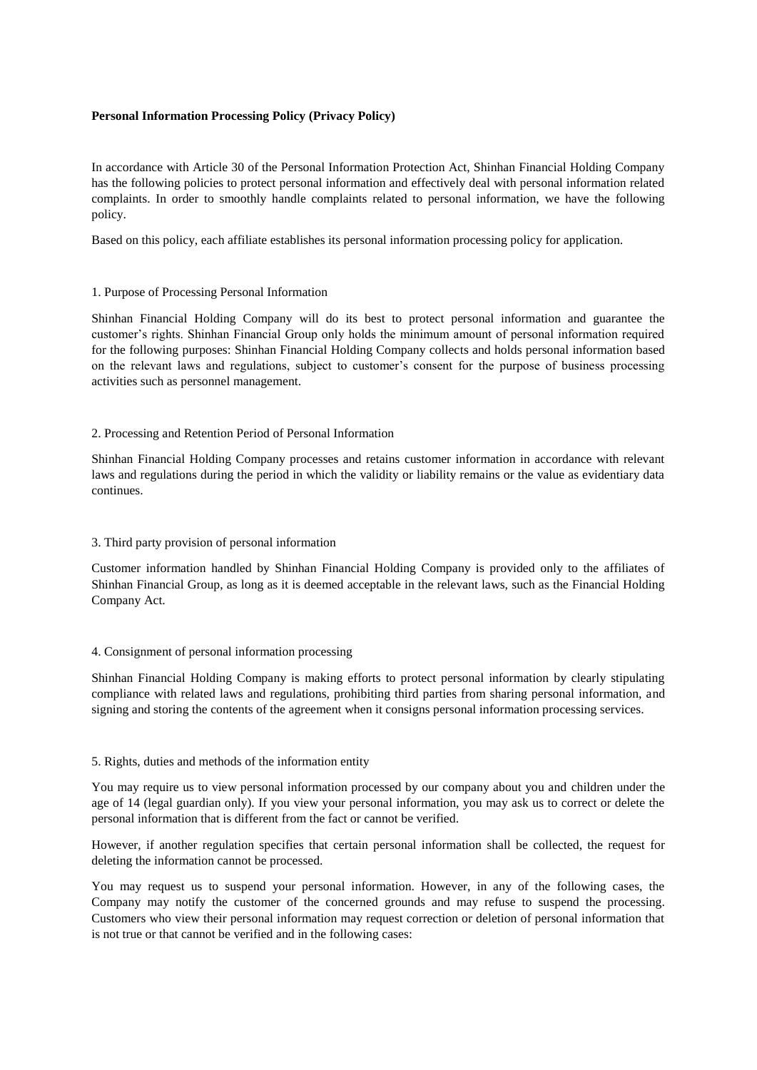**Personal Information Processing Policy (Privacy Policy)**

In accordance with Article 30 of the Personal Information Protection Act, Shinhan Financial Holding Company has the following policies to protect personal information and effectively deal with personal information related complaints. In order to smoothly handle complaints related to personal information, we have the following policy.

Based on this policy, each affiliate establishes its personal information processing policy for application.

1. Purpose of Processing Personal Information

Shinhan Financial Holding Company will do its best to protect personal information and guarantee the customer's rights. Shinhan Financial Group only holds the minimum amount of personal information required for the following purposes: Shinhan Financial Holding Company collects and holds personal information based on the relevant laws and regulations, subject to customer's consent for the purpose of business processing activities such as personnel management.

2. Processing and Retention Period of Personal Information

Shinhan Financial Holding Company processes and retains customer information in accordance with relevant laws and regulations during the period in which the validity or liability remains or the value as evidentiary data continues.

3. Third party provision of personal information

Customer information handled by Shinhan Financial Holding Company is provided only to the affiliates of Shinhan Financial Group, as long as it is deemed acceptable in the relevant laws, such as the Financial Holding Company Act.

4. Consignment of personal information processing

Shinhan Financial Holding Company is making efforts to protect personal information by clearly stipulating compliance with related laws and regulations, prohibiting third parties from sharing personal information, and signing and storing the contents of the agreement when it consigns personal information processing services.

5. Rights, duties and methods of the information entity

You may require us to view personal information processed by our company about you and children under the age of 14 (legal guardian only). If you view your personal information, you may ask us to correct or delete the personal information that is different from the fact or cannot be verified.

However, if another regulation specifies that certain personal information shall be collected, the request for deleting the information cannot be processed.

You may request us to suspend your personal information. However, in any of the following cases, the Company may notify the customer of the concerned grounds and may refuse to suspend the processing. Customers who view their personal information may request correction or deletion of personal information that is not true or that cannot be verified and in the following cases: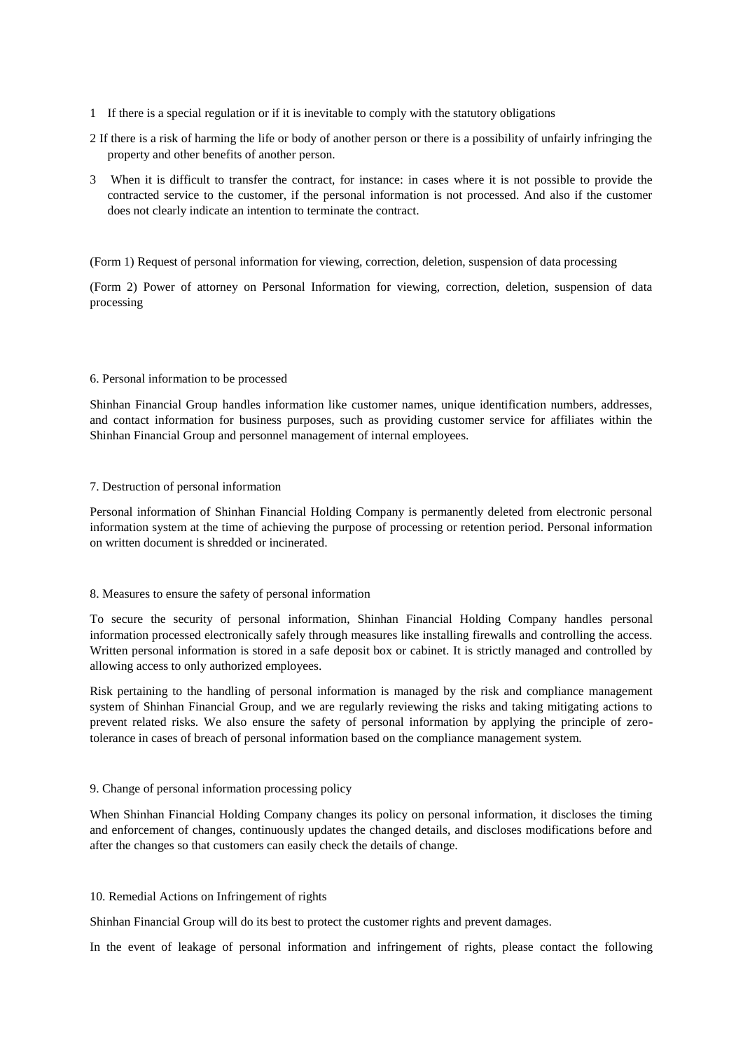1 If there is a special regulation or if it is inevitable to comply with the statutory obligations

2 If there is a risk of harming the life or body of another person or there is a possibility of unfairly infringing the property and other benefits of another person.

3 When it is difficult to transfer the contract, for instance: in cases where it is not possible to provide the contracted service to the customer, if the personal information is not processed. And also if the customer does not clearly indicate an intention to terminate the contract.

(Form 1) Request of personal information for viewing, correction, deletion, suspension of data processing

(Form 2) Power of attorney on Personal Information for viewing, correction, deletion, suspension of data processing

## 6. Personal information to be processed

Shinhan Financial Group handles information like customer names, unique identification numbers, addresses, and contact information for business purposes, such as providing customer service for affiliates within the Shinhan Financial Group and personnel management of internal employees.

## 7. Destruction of personal information

Personal information of Shinhan Financial Holding Company is permanently deleted from electronic personal information system at the time of achieving the purpose of processing or retention period. Personal information on written document is shredded or incinerated.

## 8. Measures to ensure the safety of personal information

To secure the security of personal information, Shinhan Financial Holding Company handles personal information processed electronically safely through measures like installing firewalls and controlling the access. Written personal information is stored in a safe deposit box or cabinet. It is strictly managed and controlled by allowing access to only authorized employees.

Risk pertaining to the handling of personal information is managed by the risk and compliance management system of Shinhan Financial Group, and we are regularly reviewing the risks and taking mitigating actions to prevent related risks. We also ensure the safety of personal information by applying the principle of zero-tolerance in cases of breach of personal information based on the compliance management system.

## 9. Change of personal information processing policy

When Shinhan Financial Holding Company changes its policy on personal information, it discloses the timing and enforcement of changes, continuously updates the changed details, and discloses modifications before and after the changes so that customers can easily check the details of change.

## 10. Remedial Actions on Infringement of rights

Shinhan Financial Group will do its best to protect the customer rights and prevent damages.

In the event of leakage of personal information and infringement of rights, please contact the following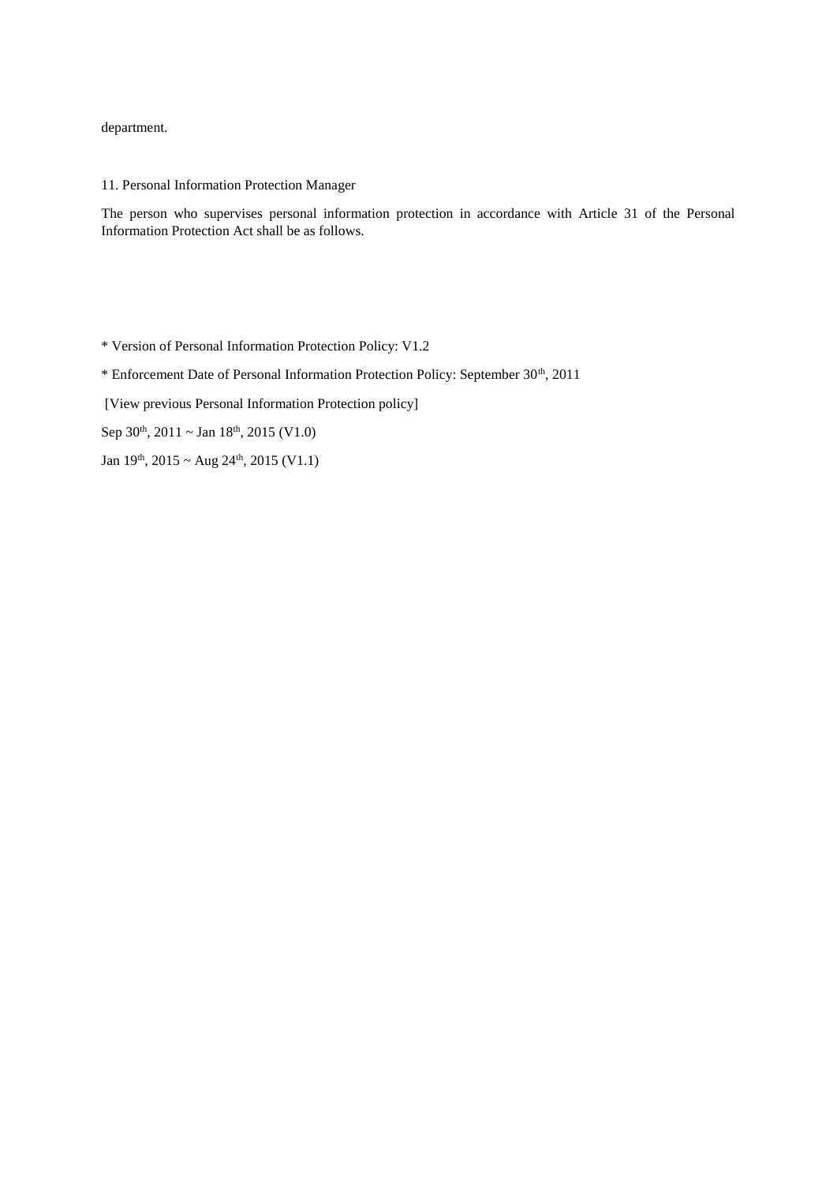department.

11. Personal Information Protection Manager

The person who supervises personal information protection in accordance with Article 31 of the Personal Information Protection Act shall be as follows.

* Version of Personal Information Protection Policy: V1.2

* Enforcement Date of Personal Information Protection Policy: September 30th, 2011

[View previous Personal Information Protection policy]

Sep 30th, 2011 ~ Jan 18th, 2015 (V1.0)

Jan 19th, 2015 ~ Aug 24th, 2015 (V1.1)